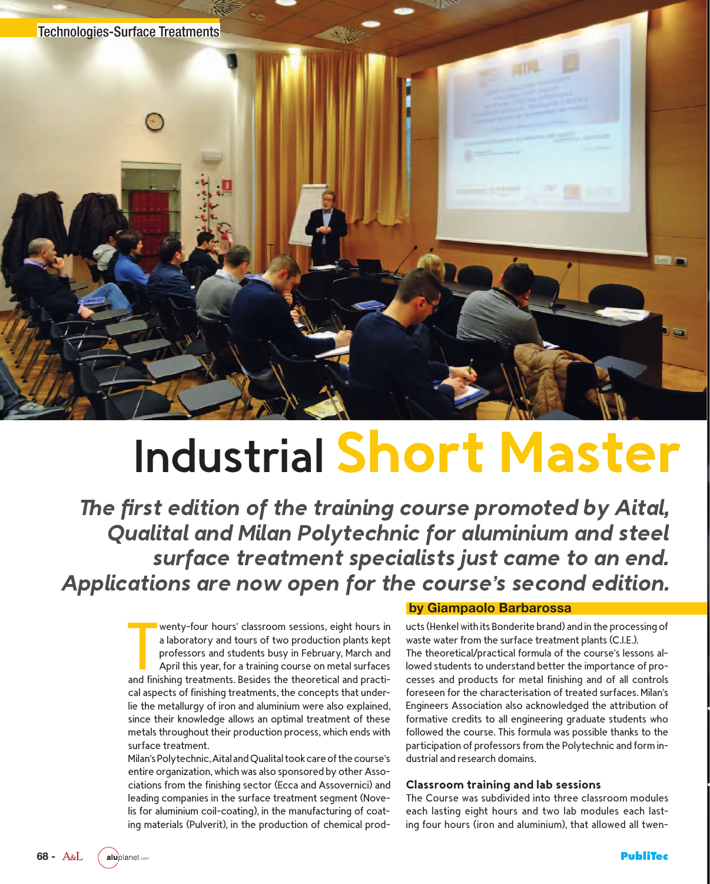Technologies-Surface Treatments

# Industrial Short Master

***The first edition of the training course promoted by Aital, Qualital and Milan Polytechnic for aluminium and steel surface treatment specialists just came to an end. Applications are now open for the course's second edition.***

**by Giampaolo Barbarossa**

Twenty-four hours' classroom sessions, eight hours in a laboratory and tours of two production plants kept professors and students busy in February, March and April this year, for a training course on metal surfaces and finishing treatments. Besides the theoretical and practical aspects of finishing treatments, the concepts that underlie the metallurgy of iron and aluminium were also explained, since their knowledge allows an optimal treatment of these metals throughout their production process, which ends with surface treatment.

Milan's Polytechnic, Aital and Qualital took care of the course's entire organization, which was also sponsored by other Associations from the finishing sector (Ecca and Assovernici) and leading companies in the surface treatment segment (Novelis for aluminium coil-coating), in the manufacturing of coating materials (Pulverit), in the production of chemical products (Henkel with its Bonderite brand) and in the processing of waste water from the surface treatment plants (C.I.E.).

The theoretical/practical formula of the course's lessons allowed students to understand better the importance of processes and products for metal finishing and of all controls foreseen for the characterisation of treated surfaces. Milan's Engineers Association also acknowledged the attribution of formative credits to all engineering graduate students who followed the course. This formula was possible thanks to the participation of professors from the Polytechnic and form industrial and research domains.

## Classroom training and lab sessions

The Course was subdivided into three classroom modules each lasting eight hours and two lab modules each lasting four hours (iron and aluminium), that allowed all twen-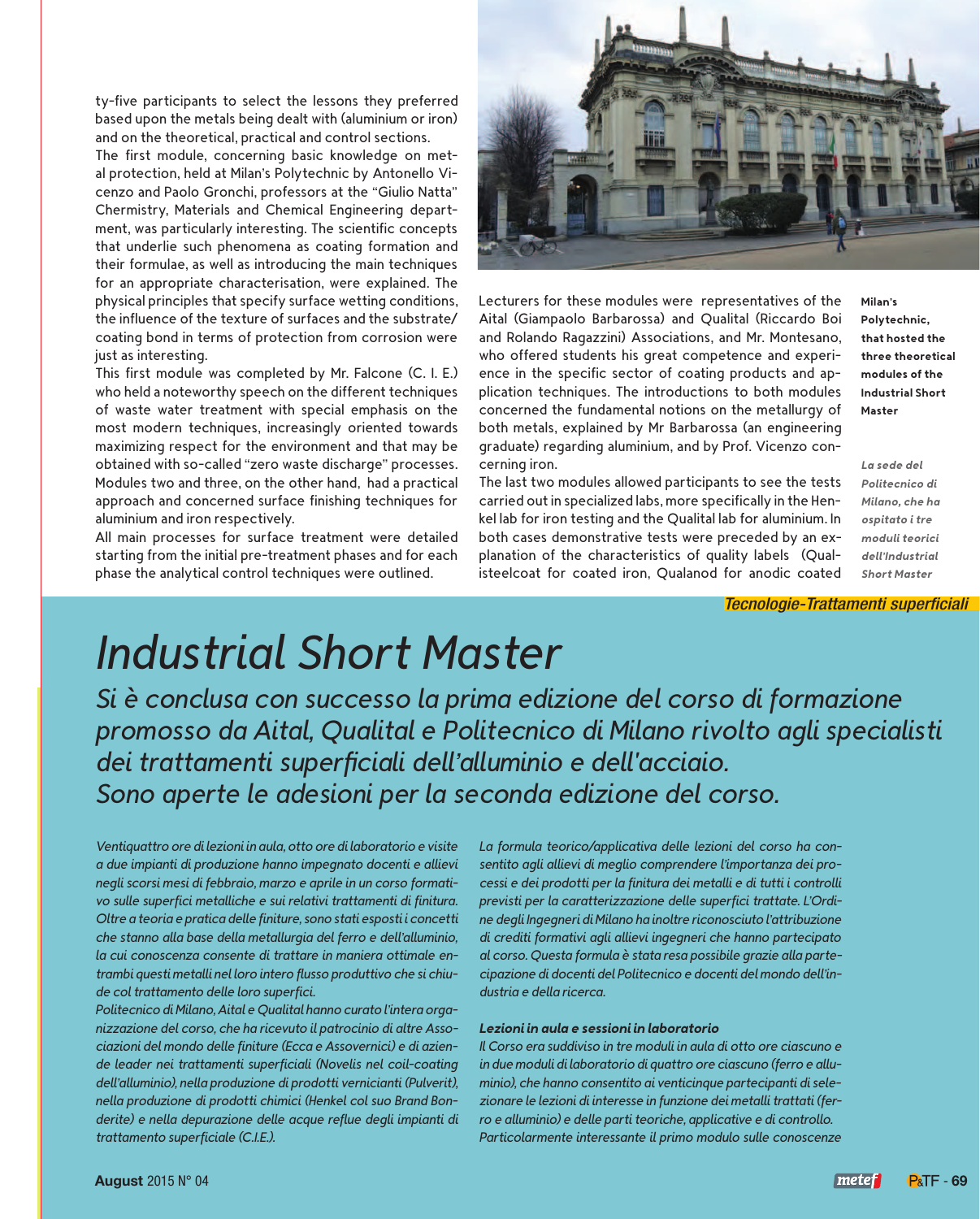ty-five participants to select the lessons they preferred based upon the metals being dealt with (aluminium or iron) and on the theoretical, practical and control sections.

The first module, concerning basic knowledge on metal protection, held at Milan's Polytechnic by Antonello Vicenzo and Paolo Gronchi, professors at the "Giulio Natta" Chermistry, Materials and Chemical Engineering department, was particularly interesting. The scientific concepts that underlie such phenomena as coating formation and their formulae, as well as introducing the main techniques for an appropriate characterisation, were explained. The physical principles that specify surface wetting conditions, the influence of the texture of surfaces and the substrate/coating bond in terms of protection from corrosion were just as interesting.

This first module was completed by Mr. Falcone (C. I. E.) who held a noteworthy speech on the different techniques of waste water treatment with special emphasis on the most modern techniques, increasingly oriented towards maximizing respect for the environment and that may be obtained with so-called "zero waste discharge" processes.

Modules two and three, on the other hand, had a practical approach and concerned surface finishing techniques for aluminium and iron respectively.

All main processes for surface treatment were detailed starting from the initial pre-treatment phases and for each phase the analytical control techniques were outlined.

Lecturers for these modules were representatives of the Aital (Giampaolo Barbarossa) and Qualital (Riccardo Boi and Rolando Ragazzini) Associations, and Mr. Montesano, who offered students his great competence and experience in the specific sector of coating products and application techniques. The introductions to both modules concerned the fundamental notions on the metallurgy of both metals, explained by Mr Barbarossa (an engineering graduate) regarding aluminium, and by Prof. Vicenzo concerning iron.

The last two modules allowed participants to see the tests carried out in specialized labs, more specifically in the Henkel lab for iron testing and the Qualital lab for aluminium. In both cases demonstrative tests were preceded by an explanation of the characteristics of quality labels (Qualisteelcoat for coated iron, Qualanod for anodic coated

**Milan's Polytechnic, that hosted the three theoretical modules of the Industrial Short Master**

***La sede del Politecnico di Milano, che ha ospitato i tre moduli teorici dell'Industrial Short Master***

*Tecnologie-Trattamenti superficiali*

# *Industrial Short Master*

## *Si è conclusa con successo la prima edizione del corso di formazione promosso da Aital, Qualital e Politecnico di Milano rivolto agli specialisti dei trattamenti superficiali dell'alluminio e dell'acciaio. Sono aperte le adesioni per la seconda edizione del corso.*

*Ventiquattro ore di lezioni in aula, otto ore di laboratorio e visite a due impianti di produzione hanno impegnato docenti e allievi negli scorsi mesi di febbraio, marzo e aprile in un corso formativo sulle superfici metalliche e sui relativi trattamenti di finitura. Oltre a teoria e pratica delle finiture, sono stati esposti i concetti che stanno alla base della metallurgia del ferro e dell'alluminio, la cui conoscenza consente di trattare in maniera ottimale entrambi questi metalli nel loro intero flusso produttivo che si chiude col trattamento delle loro superfici.*

*Politecnico di Milano, Aital e Qualital hanno curato l'intera organizzazione del corso, che ha ricevuto il patrocinio di altre Associazioni del mondo delle finiture (Ecca e Assovernici) e di aziende leader nei trattamenti superficiali (Novelis nel coil-coating dell'alluminio), nella produzione di prodotti vernicianti (Pulverit), nella produzione di prodotti chimici (Henkel col suo Brand Bonderite) e nella depurazione delle acque reflue degli impianti di trattamento superficiale (C.I.E.).*

*La formula teorico/applicativa delle lezioni del corso ha consentito agli allievi di meglio comprendere l'importanza dei processi e dei prodotti per la finitura dei metalli e di tutti i controlli previsti per la caratterizzazione delle superfici trattate. L'Ordine degli Ingegneri di Milano ha inoltre riconosciuto l'attribuzione di crediti formativi agli allievi ingegneri che hanno partecipato al corso. Questa formula è stata resa possibile grazie alla partecipazione di docenti del Politecnico e docenti del mondo dell'industria e della ricerca.*

### *Lezioni in aula e sessioni in laboratorio*

*Il Corso era suddiviso in tre moduli in aula di otto ore ciascuno e in due moduli di laboratorio di quattro ore ciascuno (ferro e alluminio), che hanno consentito ai venticinque partecipanti di selezionare le lezioni di interesse in funzione dei metalli trattati (ferro e alluminio) e delle parti teoriche, applicative e di controllo.*

*Particolarmente interessante il primo modulo sulle conoscenze*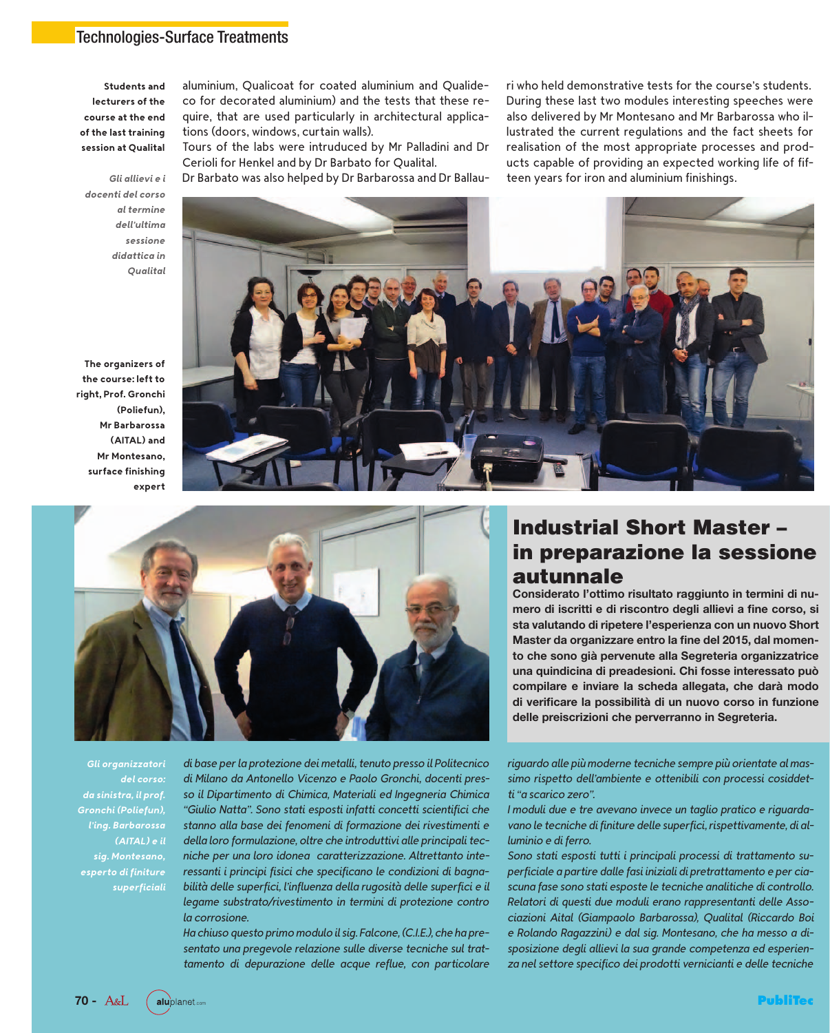**Students and lecturers of the course at the end of the last training session at Qualital**

*Gli allievi e i docenti del corso al termine dell'ultima sessione didattica in Qualital*

aluminium, Qualicoat for coated aluminium and Qualideco for decorated aluminium) and the tests that these require, that are used particularly in architectural applications (doors, windows, curtain walls).
Tours of the labs were intruduced by Mr Palladini and Dr Cerioli for Henkel and by Dr Barbato for Qualital.
Dr Barbato was also helped by Dr Barbarossa and Dr Ballauri who held demonstrative tests for the course's students.
During these last two modules interesting speeches were also delivered by Mr Montesano and Mr Barbarossa who illustrated the current regulations and the fact sheets for realisation of the most appropriate processes and products capable of providing an expected working life of fifteen years for iron and aluminium finishings.

**The organizers of the course: left to right, Prof. Gronchi (Poliefun), Mr Barbarossa (AITAL) and Mr Montesano, surface finishing expert**

## Industrial Short Master – in preparazione la sessione autunnale

**Considerato l'ottimo risultato raggiunto in termini di numero di iscritti e di riscontro degli allievi a fine corso, si sta valutando di ripetere l'esperienza con un nuovo Short Master da organizzare entro la fine del 2015, dal momento che sono già pervenute alla Segreteria organizzatrice una quindicina di preadesioni. Chi fosse interessato può compilare e inviare la scheda allegata, che darà modo di verificare la possibilità di un nuovo corso in funzione delle preiscrizioni che perverranno in Segreteria.**

*Gli organizzatori del corso: da sinistra, il prof. Gronchi (Poliefun), l'ing. Barbarossa (AITAL) e il sig. Montesano, esperto di finiture superficiali*

*di base per la protezione dei metalli, tenuto presso il Politecnico di Milano da Antonello Vicenzo e Paolo Gronchi, docenti presso il Dipartimento di Chimica, Materiali ed Ingegneria Chimica "Giulio Natta". Sono stati esposti infatti concetti scientifici che stanno alla base dei fenomeni di formazione dei rivestimenti e della loro formulazione, oltre che introduttivi alle principali tecniche per una loro idonea caratterizzazione. Altrettanto interessanti i principi fisici che specificano le condizioni di bagnabilità delle superfici, l'influenza della rugosità delle superfici e il legame substrato/rivestimento in termini di protezione contro la corrosione.*
*Ha chiuso questo primo modulo il sig. Falcone, (C.I.E.), che ha presentato una pregevole relazione sulle diverse tecniche sul trattamento di depurazione delle acque reflue, con particolare riguardo alle più moderne tecniche sempre più orientate al massimo rispetto dell'ambiente e ottenibili con processi cosiddetti "a scarico zero".*
*I moduli due e tre avevano invece un taglio pratico e riguardavano le tecniche di finiture delle superfici, rispettivamente, di alluminio e di ferro.*
*Sono stati esposti tutti i principali processi di trattamento superficiale a partire dalle fasi iniziali di pretrattamento e per ciascuna fase sono stati esposte le tecniche analitiche di controllo. Relatori di questi due moduli erano rappresentanti delle Associazioni Aital (Giampaolo Barbarossa), Qualital (Riccardo Boi e Rolando Ragazzini) e dal sig. Montesano, che ha messo a disposizione degli allievi la sua grande competenza ed esperienza nel settore specifico dei prodotti vernicianti e delle tecniche*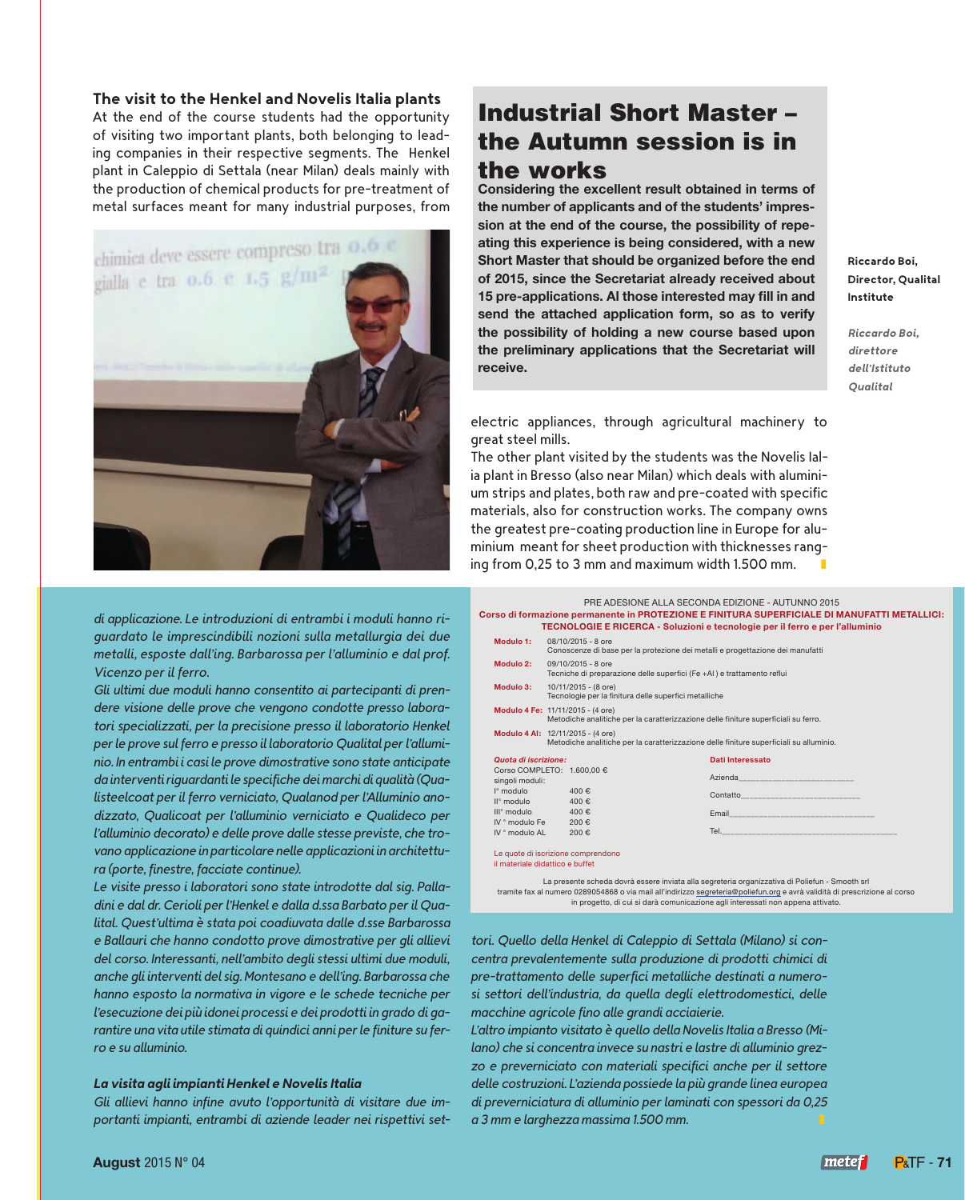### The visit to the Henkel and Novelis Italia plants

At the end of the course students had the opportunity of visiting two important plants, both belonging to leading companies in their respective segments. The Henkel plant in Caleppio di Settala (near Milan) deals mainly with the production of chemical products for pre-treatment of metal surfaces meant for many industrial purposes, from electric appliances, through agricultural machinery to great steel mills.

The other plant visited by the students was the Novelis Ialia plant in Bresso (also near Milan) which deals with aluminium strips and plates, both raw and pre-coated with specific materials, also for construction works. The company owns the greatest pre-coating production line in Europe for aluminium meant for sheet production with thicknesses ranging from 0,25 to 3 mm and maximum width 1.500 mm.

## Industrial Short Master – the Autumn session is in the works

**Considering the excellent result obtained in terms of the number of applicants and of the students' impression at the end of the course, the possibility of repeating this experience is being considered, with a new Short Master that should be organized before the end of 2015, since the Secretariat already received about 15 pre-applications. Al those interested may fill in and send the attached application form, so as to verify the possibility of holding a new course based upon the preliminary applications that the Secretariat will receive.**

**Riccardo Boi, Director, Qualital Institute**

***Riccardo Boi, direttore dell'Istituto Qualital***

*di applicazione. Le introduzioni di entrambi i moduli hanno riguardato le imprescindibili nozioni sulla metallurgia dei due metalli, esposte dall'ing. Barbarossa per l'alluminio e dal prof. Vicenzo per il ferro.*

*Gli ultimi due moduli hanno consentito ai partecipanti di prendere visione delle prove che vengono condotte presso laboratori specializzati, per la precisione presso il laboratorio Henkel per le prove sul ferro e presso il laboratorio Qualital per l'alluminio. In entrambi i casi le prove dimostrative sono state anticipate da interventi riguardanti le specifiche dei marchi di qualità (Qualisteelcoat per il ferro verniciato, Qualanod per l'Alluminio anodizzato, Qualicoat per l'alluminio verniciato e Qualideco per l'alluminio decorato) e delle prove dalle stesse previste, che trovano applicazione in particolare nelle applicazioni in architettura (porte, finestre, facciate continue).*

*Le visite presso i laboratori sono state introdotte dal sig. Palladini e dal dr. Cerioli per l'Henkel e dalla d.ssa Barbato per il Qualital. Quest'ultima è stata poi coadiuvata dalle d.sse Barbarossa e Ballauri che hanno condotto prove dimostrative per gli allievi del corso. Interessanti, nell'ambito degli stessi ultimi due moduli, anche gli interventi del sig. Montesano e dell'ing. Barbarossa che hanno esposto la normativa in vigore e le schede tecniche per l'esecuzione dei più idonei processi e dei prodotti in grado di garantire una vita utile stimata di quindici anni per le finiture su ferro e su alluminio.*

***La visita agli impianti Henkel e Novelis Italia***

*Gli allievi hanno infine avuto l'opportunità di visitare due importanti impianti, entrambi di aziende leader nei rispettivi settori. Quello della Henkel di Caleppio di Settala (Milano) si concentra prevalentemente sulla produzione di prodotti chimici di pre-trattamento delle superfici metalliche destinati a numerosi settori dell'industria, da quella degli elettrodomestici, delle macchine agricole fino alle grandi acciaierie.*

*L'altro impianto visitato è quello della Novelis Italia a Bresso (Milano) che si concentra invece su nastri e lastre di alluminio grezzo e preverniciato con materiali specifici anche per il settore delle costruzioni. L'azienda possiede la più grande linea europea di preverniciatura di alluminio per laminati con spessori da 0,25 a 3 mm e larghezza massima 1.500 mm.*

PRE ADESIONE ALLA SECONDA EDIZIONE - AUTUNNO 2015

**Corso di formazione permanente in PROTEZIONE E FINITURA SUPERFICIALE DI MANUFATTI METALLICI: TECNOLOGIE E RICERCA - Soluzioni e tecnologie per il ferro e per l'alluminio**

**Modulo 1:** 08/10/2015 - 8 ore
Conoscenze di base per la protezione dei metalli e progettazione dei manufatti

**Modulo 2:** 09/10/2015 - 8 ore
Tecniche di preparazione delle superfici (Fe +Al ) e trattamento reflui

**Modulo 3:** 10/11/2015 - (8 ore)
Tecnologie per la finitura delle superfici metalliche

**Modulo 4 Fe:** 11/11/2015 - (4 ore)
Metodiche analitiche per la caratterizzazione delle finiture superficiali su ferro.

**Modulo 4 Al:** 12/11/2015 - (4 ore)
Metodiche analitiche per la caratterizzazione delle finiture superficiali su alluminio.

***Quota di iscrizione:***

| | |
|---|---|
| Corso COMPLETO: | 1.600,00 € |
| singoli moduli: | |
| I° modulo | 400 € |
| II° modulo | 400 € |
| III° modulo | 400 € |
| IV ° modulo Fe | 200 € |
| IV ° modulo AL | 200 € |

**Dati Interessato**

Azienda_______________________

Contatto_______________________

Email_____________________________

Tel._____________________________________

Le quote di iscrizione comprendono il materiale didattico e buffet

La presente scheda dovrà essere inviata alla segreteria organizzativa di Poliefun - Smooth srl tramite fax al numero 0289054868 o via mail all'indirizzo segreteria@poliefun.org e avrà validità di prescrizione al corso in progetto, di cui si darà comunicazione agli interessati non appena attivato.